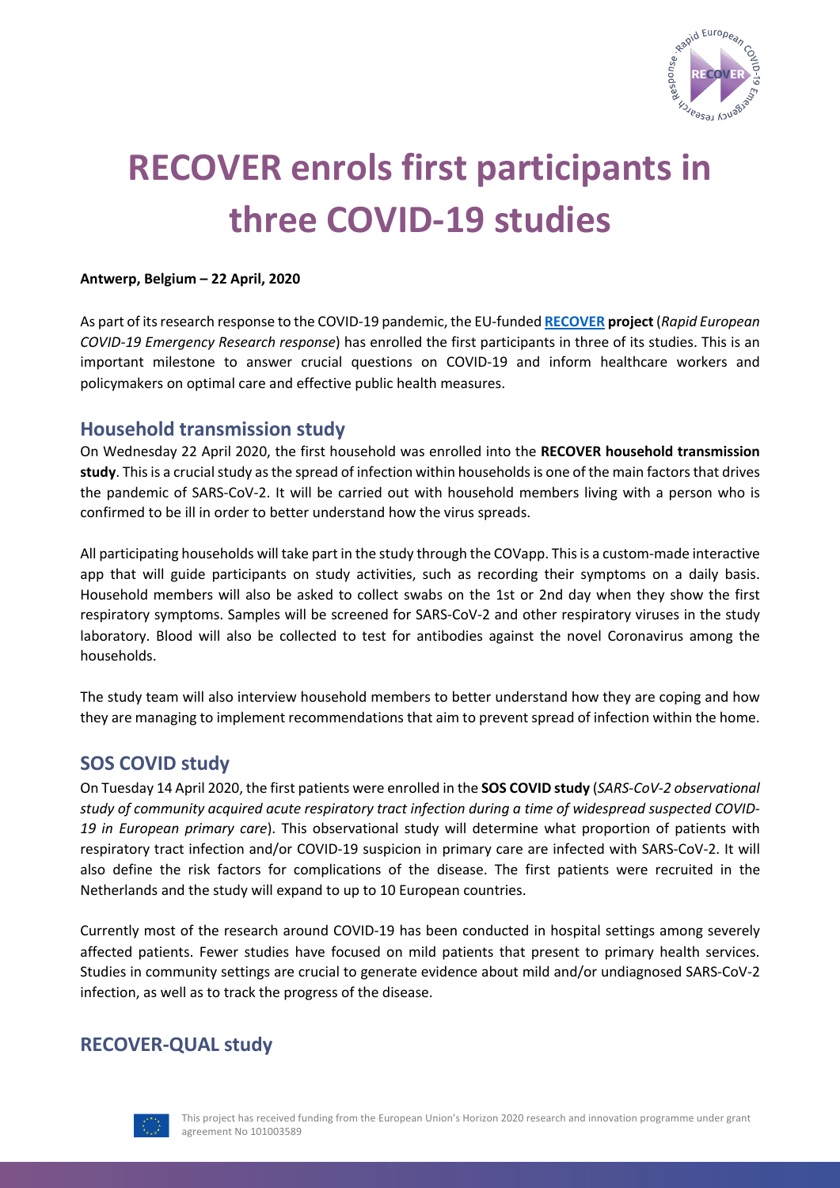# RECOVER enrols first participants in three COVID-19 studies

**Antwerp, Belgium – 22 April, 2020**

As part of its research response to the COVID-19 pandemic, the EU-funded **RECOVER project** (*Rapid European COVID-19 Emergency Research response*) has enrolled the first participants in three of its studies. This is an important milestone to answer crucial questions on COVID-19 and inform healthcare workers and policymakers on optimal care and effective public health measures.

## Household transmission study

On Wednesday 22 April 2020, the first household was enrolled into the **RECOVER household transmission study**. This is a crucial study as the spread of infection within households is one of the main factors that drives the pandemic of SARS-CoV-2. It will be carried out with household members living with a person who is confirmed to be ill in order to better understand how the virus spreads.

All participating households will take part in the study through the COVapp. This is a custom-made interactive app that will guide participants on study activities, such as recording their symptoms on a daily basis. Household members will also be asked to collect swabs on the 1st or 2nd day when they show the first respiratory symptoms. Samples will be screened for SARS-CoV-2 and other respiratory viruses in the study laboratory. Blood will also be collected to test for antibodies against the novel Coronavirus among the households.

The study team will also interview household members to better understand how they are coping and how they are managing to implement recommendations that aim to prevent spread of infection within the home.

## SOS COVID study

On Tuesday 14 April 2020, the first patients were enrolled in the **SOS COVID study** (*SARS-CoV-2 observational study of community acquired acute respiratory tract infection during a time of widespread suspected COVID-19 in European primary care*). This observational study will determine what proportion of patients with respiratory tract infection and/or COVID-19 suspicion in primary care are infected with SARS-CoV-2. It will also define the risk factors for complications of the disease. The first patients were recruited in the Netherlands and the study will expand to up to 10 European countries.

Currently most of the research around COVID-19 has been conducted in hospital settings among severely affected patients. Fewer studies have focused on mild patients that present to primary health services. Studies in community settings are crucial to generate evidence about mild and/or undiagnosed SARS-CoV-2 infection, as well as to track the progress of the disease.

## RECOVER-QUAL study

This project has received funding from the European Union's Horizon 2020 research and innovation programme under grant agreement No 101003589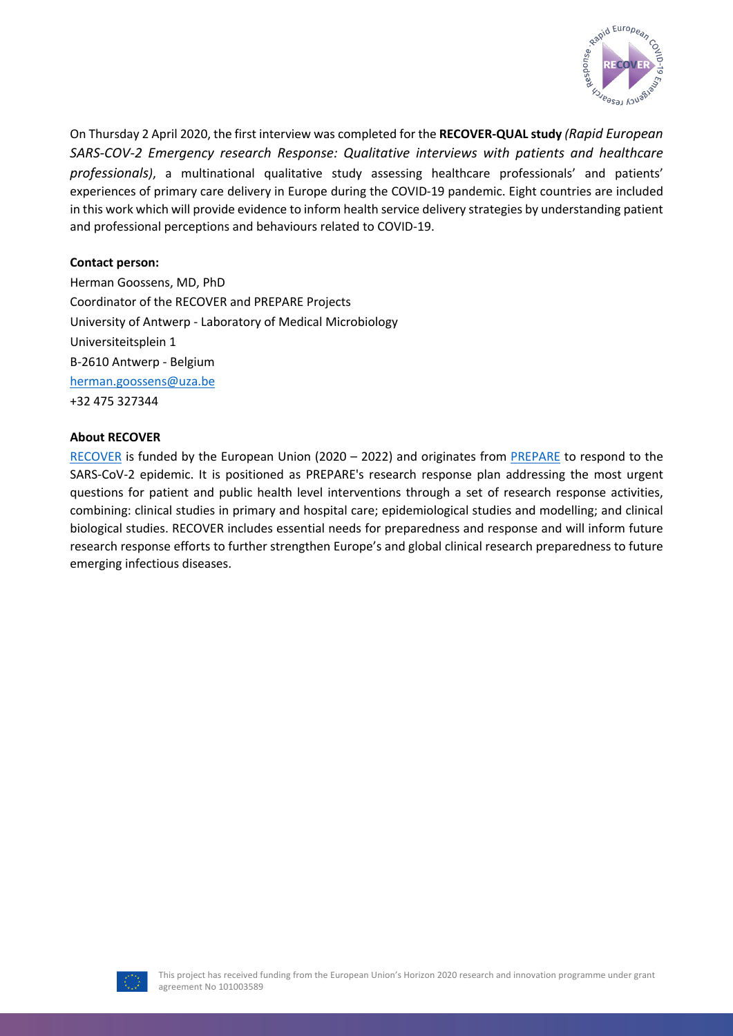On Thursday 2 April 2020, the first interview was completed for the **RECOVER-QUAL study** *(Rapid European SARS-COV-2 Emergency research Response: Qualitative interviews with patients and healthcare professionals)*, a multinational qualitative study assessing healthcare professionals' and patients' experiences of primary care delivery in Europe during the COVID-19 pandemic. Eight countries are included in this work which will provide evidence to inform health service delivery strategies by understanding patient and professional perceptions and behaviours related to COVID-19.

**Contact person:**

Herman Goossens, MD, PhD
Coordinator of the RECOVER and PREPARE Projects
University of Antwerp - Laboratory of Medical Microbiology
Universiteitsplein 1
B-2610 Antwerp - Belgium
herman.goossens@uza.be
+32 475 327344

**About RECOVER**

RECOVER is funded by the European Union (2020 – 2022) and originates from PREPARE to respond to the SARS-CoV-2 epidemic. It is positioned as PREPARE's research response plan addressing the most urgent questions for patient and public health level interventions through a set of research response activities, combining: clinical studies in primary and hospital care; epidemiological studies and modelling; and clinical biological studies. RECOVER includes essential needs for preparedness and response and will inform future research response efforts to further strengthen Europe's and global clinical research preparedness to future emerging infectious diseases.

This project has received funding from the European Union's Horizon 2020 research and innovation programme under grant agreement No 101003589